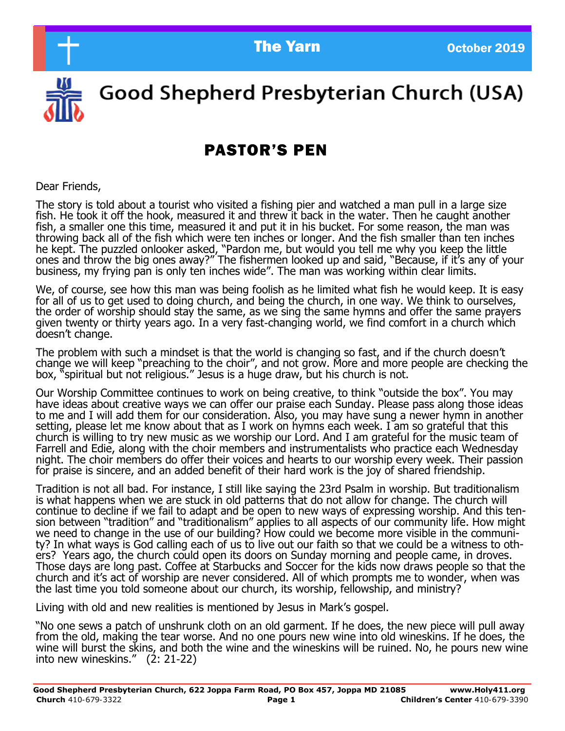# Good Shepherd Presbyterian Church (USA)

## PASTOR'S PEN

Dear Friends,

The story is told about a tourist who visited a fishing pier and watched a man pull in a large size fish. He took it off the hook, measured it and threw it back in the water. Then he caught another fish, a smaller one this time, measured it and put it in his bucket. For some reason, the man was throwing back all of the fish which were ten inches or longer. And the fish smaller than ten inches he kept. The puzzled onlooker asked, "Pardon me, but would you tell me why you keep the little ones and throw the big ones away?" The fishermen looked up and said, "Because, if it's any of your business, my frying pan is only ten inches wide". The man was working within clear limits.

We, of course, see how this man was being foolish as he limited what fish he would keep. It is easy for all of us to get used to doing church, and being the church, in one way. We think to ourselves, the order of worship should stay the same, as we sing the same hymns and offer the same prayers given twenty or thirty years ago. In a very fast-changing world, we find comfort in a church which doesn't change.

The problem with such a mindset is that the world is changing so fast, and if the church doesn't change we will keep "preaching to the choir", and not grow. More and more people are checking the box, "spiritual but not religious." Jesus is a huge draw, but his church is not.

Our Worship Committee continues to work on being creative, to think "outside the box". You may have ideas about creative ways we can offer our praise each Sunday. Please pass along those ideas to me and I will add them for our consideration. Also, you may have sung a newer hymn in another setting, please let me know about that as I work on hymns each week. I am so grateful that this church is willing to try new music as we worship our Lord. And I am grateful for the music team of Farrell and Edie, along with the choir members and instrumentalists who practice each Wednesday night. The choir members do offer their voices and hearts to our worship every week. Their passion for praise is sincere, and an added benefit of their hard work is the joy of shared friendship.

Tradition is not all bad. For instance, I still like saying the 23rd Psalm in worship. But traditionalism is what happens when we are stuck in old patterns that do not allow for change. The church will continue to decline if we fail to adapt and be open to new ways of expressing worship. And this tension between "tradition" and "traditionalism" applies to all aspects of our community life. How might we need to change in the use of our building? How could we become more visible in the community? In what ways is God calling each of us to live out our faith so that we could be a witness to others? Years ago, the church could open its doors on Sunday morning and people came, in droves. Those days are long past. Coffee at Starbucks and Soccer for the kids now draws people so that the church and it's act of worship are never considered. All of which prompts me to wonder, when was the last time you told someone about our church, its worship, fellowship, and ministry?

Living with old and new realities is mentioned by Jesus in Mark's gospel.

"No one sews a patch of unshrunk cloth on an old garment. If he does, the new piece will pull away from the old, making the tear worse. And no one pours new wine into old wineskins. If he does, the wine will burst the skins, and both the wine and the wineskins will be ruined. No, he pours new wine into new wineskins." (2: 21-22)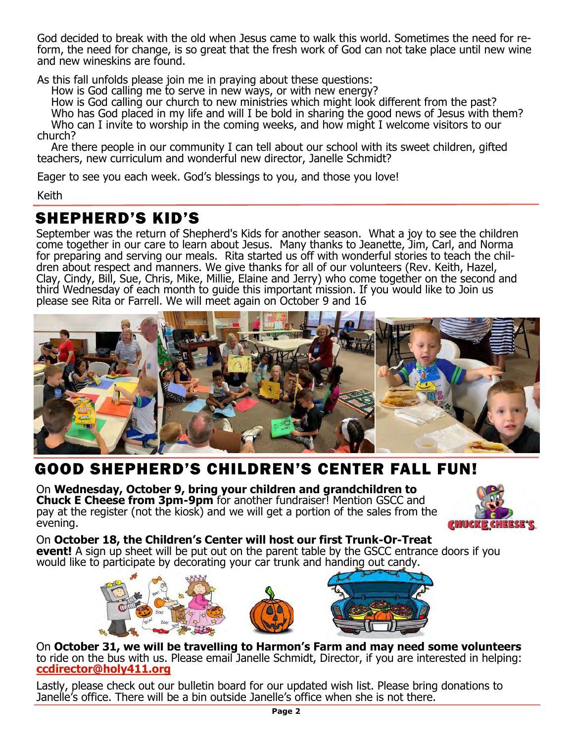God decided to break with the old when Jesus came to walk this world. Sometimes the need for reform, the need for change, is so great that the fresh work of God can not take place until new wine and new wineskins are found.

As this fall unfolds please join me in praying about these questions:
How is God calling me to serve in new ways, or with new energy?
How is God calling our church to new ministries which might look different from the past?
Who has God placed in my life and will I be bold in sharing the good news of Jesus with them?
Who can I invite to worship in the coming weeks, and how might I welcome visitors to our church?
Are there people in our community I can tell about our school with its sweet children, gifted teachers, new curriculum and wonderful new director, Janelle Schmidt?

Eager to see you each week. God's blessings to you, and those you love!

Keith

## SHEPHERD'S KID'S

September was the return of Shepherd's Kids for another season. What a joy to see the children come together in our care to learn about Jesus. Many thanks to Jeanette, Jim, Carl, and Norma for preparing and serving our meals. Rita started us off with wonderful stories to teach the children about respect and manners. We give thanks for all of our volunteers (Rev. Keith, Hazel, Clay, Cindy, Bill, Sue, Chris, Mike, Millie, Elaine and Jerry) who come together on the second and third Wednesday of each month to guide this important mission. If you would like to Join us please see Rita or Farrell. We will meet again on October 9 and 16

## GOOD SHEPHERD'S CHILDREN'S CENTER FALL FUN!

On **Wednesday, October 9, bring your children and grandchildren to Chuck E Cheese from 3pm-9pm** for another fundraiser! Mention GSCC and pay at the register (not the kiosk) and we will get a portion of the sales from the evening.

On **October 18, the Children's Center will host our first Trunk-Or-Treat event!** A sign up sheet will be put out on the parent table by the GSCC entrance doors if you would like to participate by decorating your car trunk and handing out candy.

On **October 31, we will be travelling to Harmon's Farm and may need some volunteers** to ride on the bus with us. Please email Janelle Schmidt, Director, if you are interested in helping: **ccdirector@holy411.org**

Lastly, please check out our bulletin board for our updated wish list. Please bring donations to Janelle's office. There will be a bin outside Janelle's office when she is not there.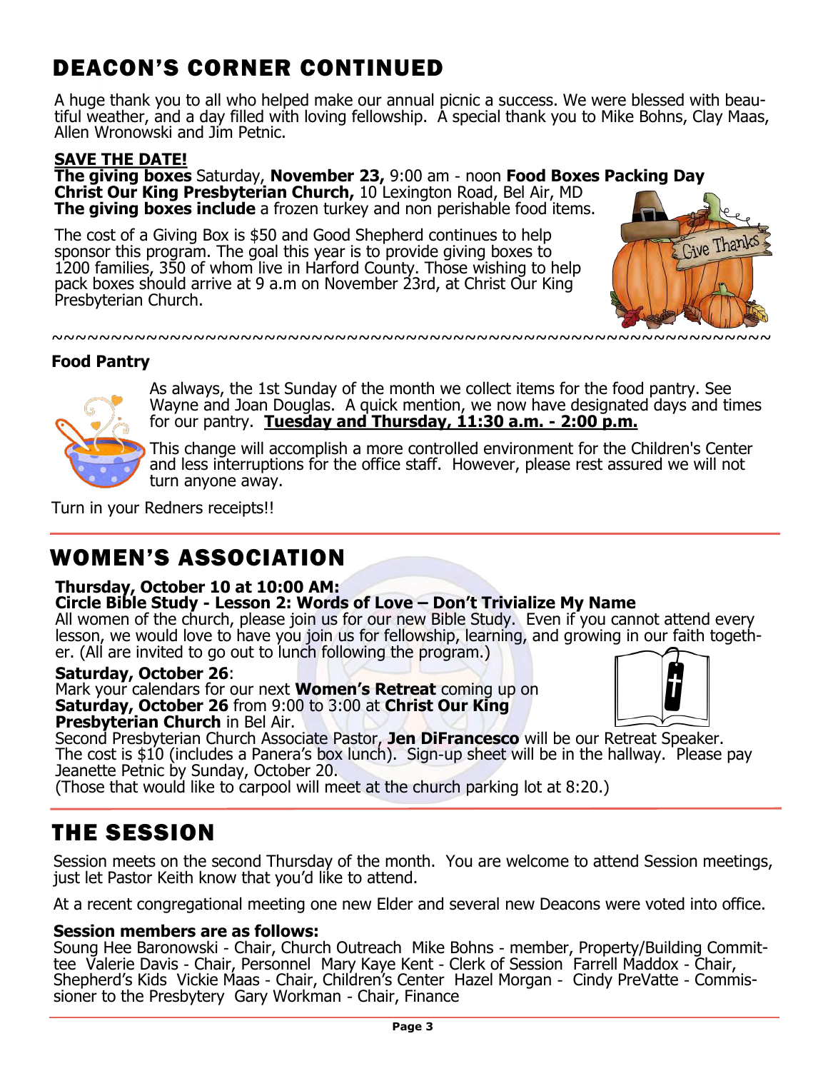# DEACON'S CORNER CONTINUED

A huge thank you to all who helped make our annual picnic a success. We were blessed with beautiful weather, and a day filled with loving fellowship. A special thank you to Mike Bohns, Clay Maas, Allen Wronowski and Jim Petnic.

**SAVE THE DATE!**

**The giving boxes** Saturday, **November 23,** 9:00 am - noon **Food Boxes Packing Day**
**Christ Our King Presbyterian Church,** 10 Lexington Road, Bel Air, MD
**The giving boxes include** a frozen turkey and non perishable food items.

The cost of a Giving Box is $50 and Good Shepherd continues to help sponsor this program. The goal this year is to provide giving boxes to 1200 families, 350 of whom live in Harford County. Those wishing to help pack boxes should arrive at 9 a.m on November 23rd, at Christ Our King Presbyterian Church.

~~~~~~~~~~~~~~~~~~~~~~~~~~~~~~~~~~~~~~~~~~~~~~~~~~~~~~~~~~~~~~~~~~~~

**Food Pantry**

As always, the 1st Sunday of the month we collect items for the food pantry. See Wayne and Joan Douglas. A quick mention, we now have designated days and times for our pantry. **Tuesday and Thursday, 11:30 a.m. - 2:00 p.m.**

This change will accomplish a more controlled environment for the Children's Center and less interruptions for the office staff. However, please rest assured we will not turn anyone away.

Turn in your Redners receipts!!

# WOMEN'S ASSOCIATION

**Thursday, October 10 at 10:00 AM:**
**Circle Bible Study - Lesson 2: Words of Love – Don't Trivialize My Name**
All women of the church, please join us for our new Bible Study. Even if you cannot attend every lesson, we would love to have you join us for fellowship, learning, and growing in our faith together. (All are invited to go out to lunch following the program.)

**Saturday, October 26**:
Mark your calendars for our next **Women's Retreat** coming up on **Saturday, October 26** from 9:00 to 3:00 at **Christ Our King Presbyterian Church** in Bel Air.
Second Presbyterian Church Associate Pastor, **Jen DiFrancesco** will be our Retreat Speaker. The cost is $10 (includes a Panera's box lunch). Sign-up sheet will be in the hallway. Please pay Jeanette Petnic by Sunday, October 20.
(Those that would like to carpool will meet at the church parking lot at 8:20.)

# THE SESSION

Session meets on the second Thursday of the month. You are welcome to attend Session meetings, just let Pastor Keith know that you'd like to attend.

At a recent congregational meeting one new Elder and several new Deacons were voted into office.

**Session members are as follows:**
Soung Hee Baronowski - Chair, Church Outreach Mike Bohns - member, Property/Building Committee Valerie Davis - Chair, Personnel Mary Kaye Kent - Clerk of Session Farrell Maddox - Chair, Shepherd's Kids Vickie Maas - Chair, Children's Center Hazel Morgan - Cindy PreVatte - Commissioner to the Presbytery Gary Workman - Chair, Finance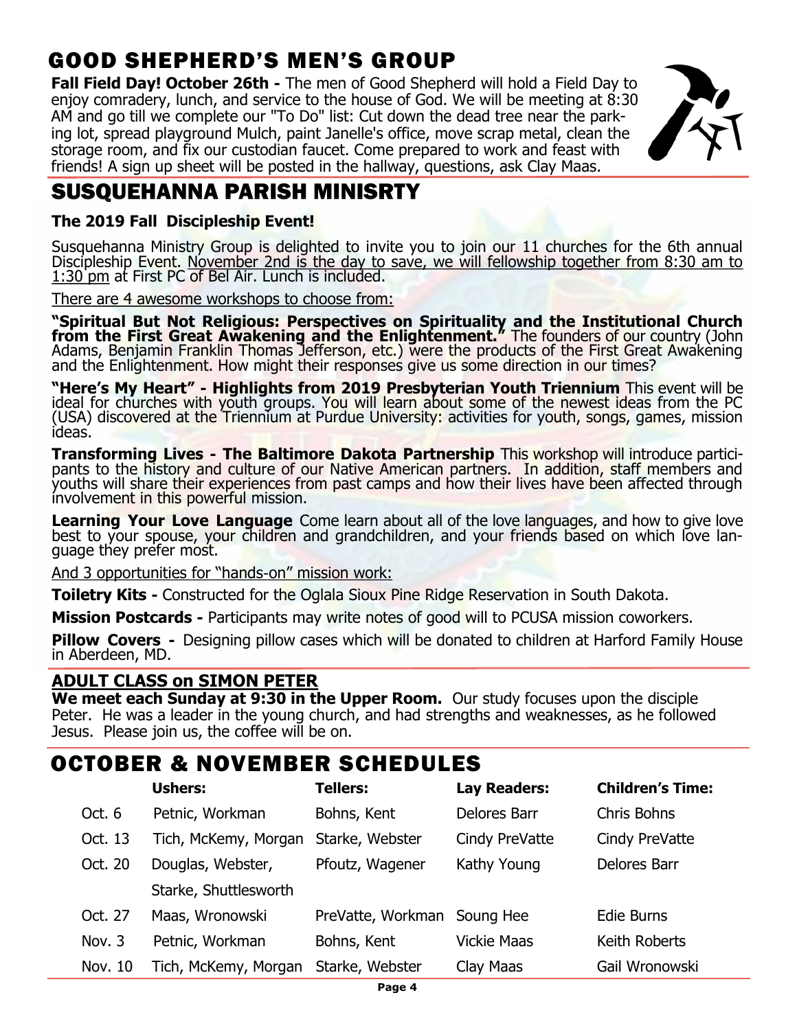# GOOD SHEPHERD'S MEN'S GROUP

**Fall Field Day! October 26th -** The men of Good Shepherd will hold a Field Day to enjoy comradery, lunch, and service to the house of God. We will be meeting at 8:30 AM and go till we complete our "To Do" list: Cut down the dead tree near the parking lot, spread playground Mulch, paint Janelle's office, move scrap metal, clean the storage room, and fix our custodian faucet. Come prepared to work and feast with friends! A sign up sheet will be posted in the hallway, questions, ask Clay Maas.

# SUSQUEHANNA PARISH MINISRTY

**The 2019 Fall Discipleship Event!**

Susquehanna Ministry Group is delighted to invite you to join our 11 churches for the 6th annual Discipleship Event. November 2nd is the day to save, we will fellowship together from 8:30 am to 1:30 pm at First PC of Bel Air. Lunch is included.

There are 4 awesome workshops to choose from:

**"Spiritual But Not Religious: Perspectives on Spirituality and the Institutional Church from the First Great Awakening and the Enlightenment."** The founders of our country (John Adams, Benjamin Franklin Thomas Jefferson, etc.) were the products of the First Great Awakening and the Enlightenment. How might their responses give us some direction in our times?

**"Here's My Heart" - Highlights from 2019 Presbyterian Youth Triennium** This event will be ideal for churches with youth groups. You will learn about some of the newest ideas from the PC (USA) discovered at the Triennium at Purdue University: activities for youth, songs, games, mission ideas.

**Transforming Lives - The Baltimore Dakota Partnership** This workshop will introduce participants to the history and culture of our Native American partners. In addition, staff members and youths will share their experiences from past camps and how their lives have been affected through involvement in this powerful mission.

**Learning Your Love Language** Come learn about all of the love languages, and how to give love best to your spouse, your children and grandchildren, and your friends based on which love language they prefer most.

And 3 opportunities for "hands-on" mission work:

**Toiletry Kits -** Constructed for the Oglala Sioux Pine Ridge Reservation in South Dakota.

**Mission Postcards -** Participants may write notes of good will to PCUSA mission coworkers.

**Pillow Covers -** Designing pillow cases which will be donated to children at Harford Family House in Aberdeen, MD.

## ADULT CLASS on SIMON PETER

**We meet each Sunday at 9:30 in the Upper Room.** Our study focuses upon the disciple Peter. He was a leader in the young church, and had strengths and weaknesses, as he followed Jesus. Please join us, the coffee will be on.

# OCTOBER & NOVEMBER SCHEDULES

| | Ushers: | Tellers: | Lay Readers: | Children's Time: |
|---|---|---|---|---|
| Oct. 6 | Petnic, Workman | Bohns, Kent | Delores Barr | Chris Bohns |
| Oct. 13 | Tich, McKemy, Morgan | Starke, Webster | Cindy PreVatte | Cindy PreVatte |
| Oct. 20 | Douglas, Webster, Starke, Shuttlesworth | Pfoutz, Wagener | Kathy Young | Delores Barr |
| Oct. 27 | Maas, Wronowski | PreVatte, Workman | Soung Hee | Edie Burns |
| Nov. 3 | Petnic, Workman | Bohns, Kent | Vickie Maas | Keith Roberts |
| Nov. 10 | Tich, McKemy, Morgan | Starke, Webster | Clay Maas | Gail Wronowski |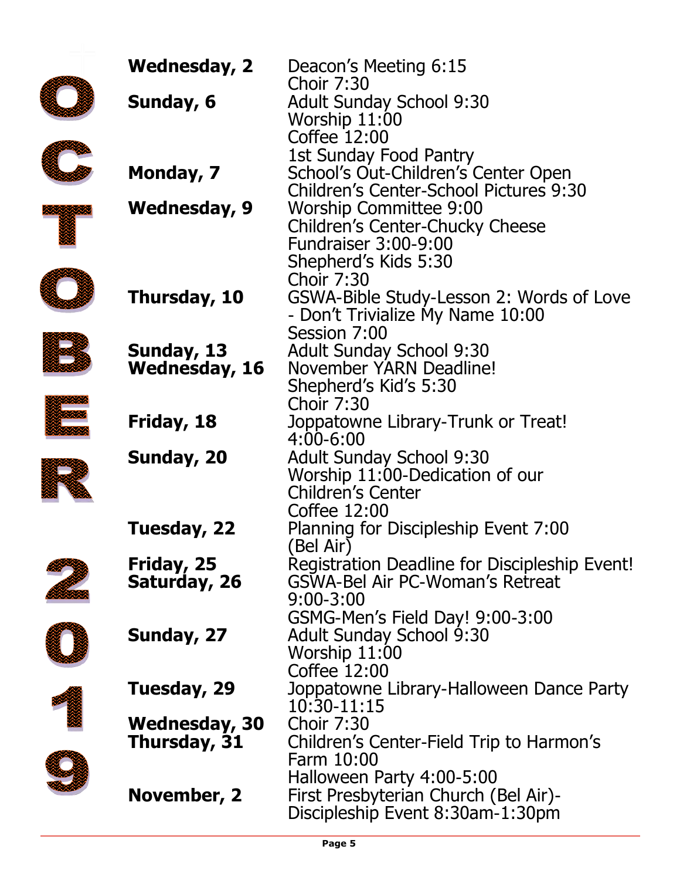# OCTOBER 2019

| | |
|---|---|
| **Wednesday, 2** | Deacon's Meeting 6:15<br>Choir 7:30 |
| **Sunday, 6** | Adult Sunday School 9:30<br>Worship 11:00<br>Coffee 12:00<br>1st Sunday Food Pantry |
| **Monday, 7** | School's Out-Children's Center Open<br>Children's Center-School Pictures 9:30 |
| **Wednesday, 9** | Worship Committee 9:00<br>Children's Center-Chucky Cheese Fundraiser 3:00-9:00<br>Shepherd's Kids 5:30<br>Choir 7:30 |
| **Thursday, 10** | GSWA-Bible Study-Lesson 2: Words of Love - Don't Trivialize My Name 10:00<br>Session 7:00 |
| **Sunday, 13** | Adult Sunday School 9:30 |
| **Wednesday, 16** | November YARN Deadline!<br>Shepherd's Kid's 5:30<br>Choir 7:30 |
| **Friday, 18** | Joppatowne Library-Trunk or Treat! 4:00-6:00 |
| **Sunday, 20** | Adult Sunday School 9:30<br>Worship 11:00-Dedication of our Children's Center<br>Coffee 12:00 |
| **Tuesday, 22** | Planning for Discipleship Event 7:00 (Bel Air) |
| **Friday, 25** | Registration Deadline for Discipleship Event! |
| **Saturday, 26** | GSWA-Bel Air PC-Woman's Retreat 9:00-3:00<br>GSMG-Men's Field Day! 9:00-3:00 |
| **Sunday, 27** | Adult Sunday School 9:30<br>Worship 11:00<br>Coffee 12:00 |
| **Tuesday, 29** | Joppatowne Library-Halloween Dance Party 10:30-11:15 |
| **Wednesday, 30** | Choir 7:30 |
| **Thursday, 31** | Children's Center-Field Trip to Harmon's Farm 10:00<br>Halloween Party 4:00-5:00 |
| **November, 2** | First Presbyterian Church (Bel Air)-Discipleship Event 8:30am-1:30pm |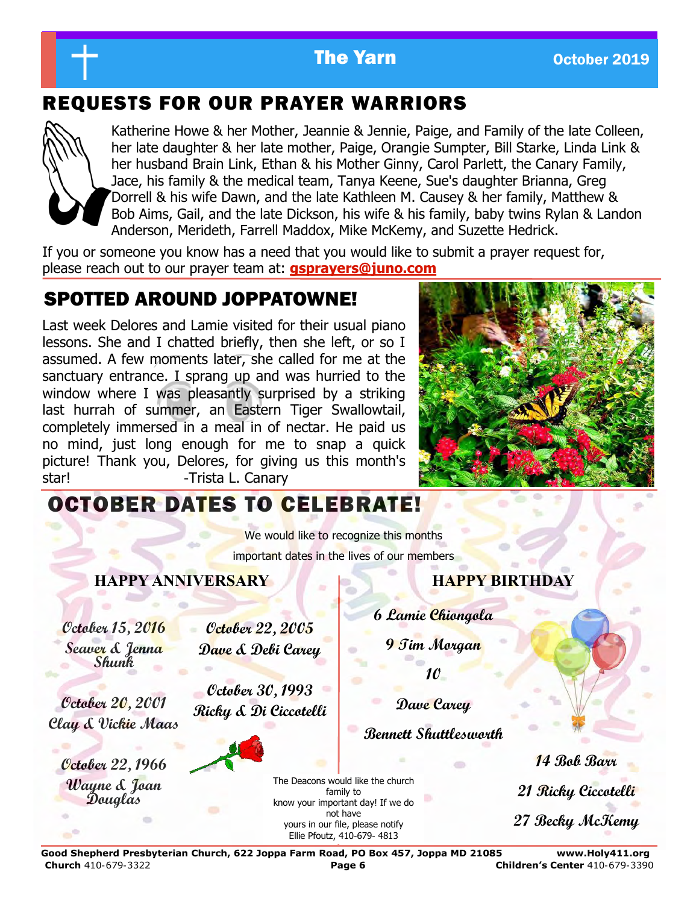## REQUESTS FOR OUR PRAYER WARRIORS

Katherine Howe & her Mother, Jeannie & Jennie, Paige, and Family of the late Colleen, her late daughter & her late mother, Paige, Orangie Sumpter, Bill Starke, Linda Link & her husband Brain Link, Ethan & his Mother Ginny, Carol Parlett, the Canary Family, Jace, his family & the medical team, Tanya Keene, Sue's daughter Brianna, Greg Dorrell & his wife Dawn, and the late Kathleen M. Causey & her family, Matthew & Bob Aims, Gail, and the late Dickson, his wife & his family, baby twins Rylan & Landon Anderson, Merideth, Farrell Maddox, Mike McKemy, and Suzette Hedrick.

If you or someone you know has a need that you would like to submit a prayer request for, please reach out to our prayer team at: **gsprayers@juno.com**

## SPOTTED AROUND JOPPATOWNE!

Last week Delores and Lamie visited for their usual piano lessons. She and I chatted briefly, then she left, or so I assumed. A few moments later, she called for me at the sanctuary entrance. I sprang up and was hurried to the window where I was pleasantly surprised by a striking last hurrah of summer, an Eastern Tiger Swallowtail, completely immersed in a meal in of nectar. He paid us no mind, just long enough for me to snap a quick picture! Thank you, Delores, for giving us this month's star! -Trista L. Canary

## OCTOBER DATES TO CELEBRATE!

We would like to recognize this months important dates in the lives of our members

### HAPPY ANNIVERSARY

*October 15, 2016*
*Seaver & Jenna Shunk*

*October 20, 2001*
*Clay & Vickie Maas*

*October 22, 1966*
*Wayne & Joan Douglas*

*October 22, 2005*
*Dave & Debi Carey*

*October 30, 1993*
*Ricky & Di Ciccotelli*

### HAPPY BIRTHDAY

*6 Lamie Chiongola*

*9 Tim Morgan*

*10*

*Dave Carey*

*Bennett Shuttlesworth*

*14 Bob Barr*

*21 Ricky Ciccotelli*

*27 Becky McKemy*

The Deacons would like the church family to know your important day! If we do not have yours in our file, please notify Ellie Pfoutz, 410-679- 4813

**Good Shepherd Presbyterian Church, 622 Joppa Farm Road, PO Box 457, Joppa MD 21085** **www.Holy411.org**
**Church** 410-679-3322 **Children's Center** 410-679-3390